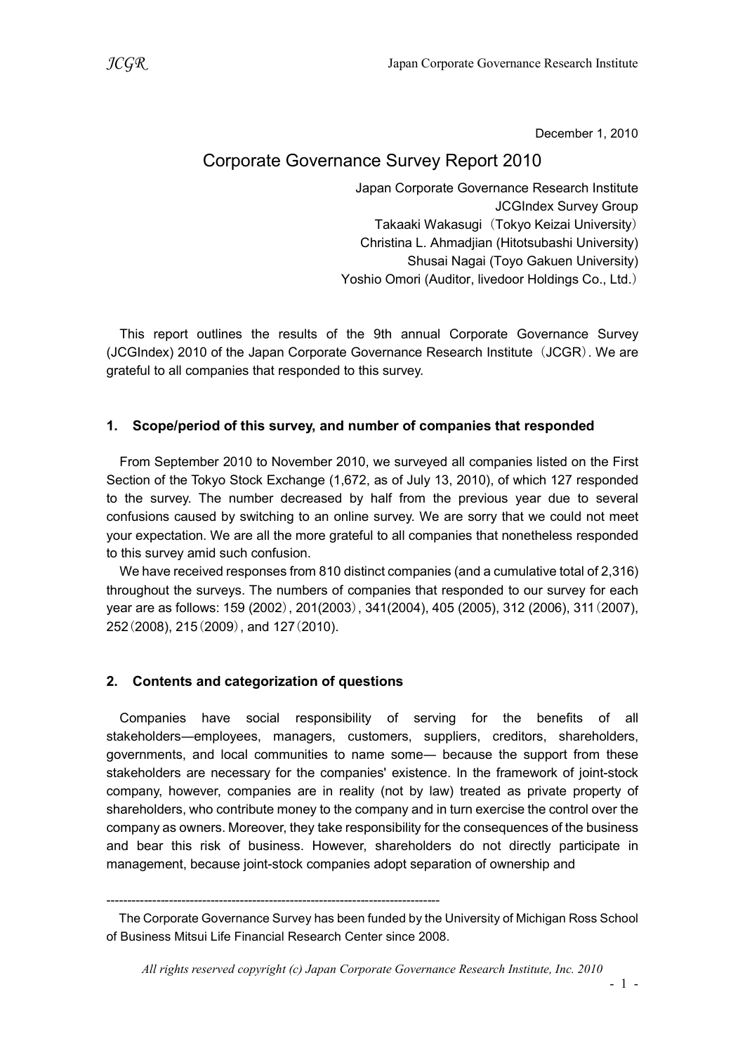December 1, 2010

# Corporate Governance Survey Report 2010

Japan Corporate Governance Research Institute
JCGIndex Survey Group
Takaaki Wakasugi（Tokyo Keizai University）
Christina L. Ahmadjian (Hitotsubashi University)
Shusai Nagai (Toyo Gakuen University)
Yoshio Omori (Auditor, livedoor Holdings Co., Ltd.）

This report outlines the results of the 9th annual Corporate Governance Survey (JCGIndex) 2010 of the Japan Corporate Governance Research Institute（JCGR）. We are grateful to all companies that responded to this survey.

## 1. Scope/period of this survey, and number of companies that responded

From September 2010 to November 2010, we surveyed all companies listed on the First Section of the Tokyo Stock Exchange (1,672, as of July 13, 2010), of which 127 responded to the survey. The number decreased by half from the previous year due to several confusions caused by switching to an online survey. We are sorry that we could not meet your expectation. We are all the more grateful to all companies that nonetheless responded to this survey amid such confusion.

We have received responses from 810 distinct companies (and a cumulative total of 2,316) throughout the surveys. The numbers of companies that responded to our survey for each year are as follows: 159 (2002）, 201(2003）, 341(2004), 405 (2005), 312 (2006), 311（2007), 252（2008), 215（2009）, and 127（2010).

## 2. Contents and categorization of questions

Companies have social responsibility of serving for the benefits of all stakeholders—employees, managers, customers, suppliers, creditors, shareholders, governments, and local communities to name some— because the support from these stakeholders are necessary for the companies' existence. In the framework of joint-stock company, however, companies are in reality (not by law) treated as private property of shareholders, who contribute money to the company and in turn exercise the control over the company as owners. Moreover, they take responsibility for the consequences of the business and bear this risk of business. However, shareholders do not directly participate in management, because joint-stock companies adopt separation of ownership and

---

The Corporate Governance Survey has been funded by the University of Michigan Ross School of Business Mitsui Life Financial Research Center since 2008.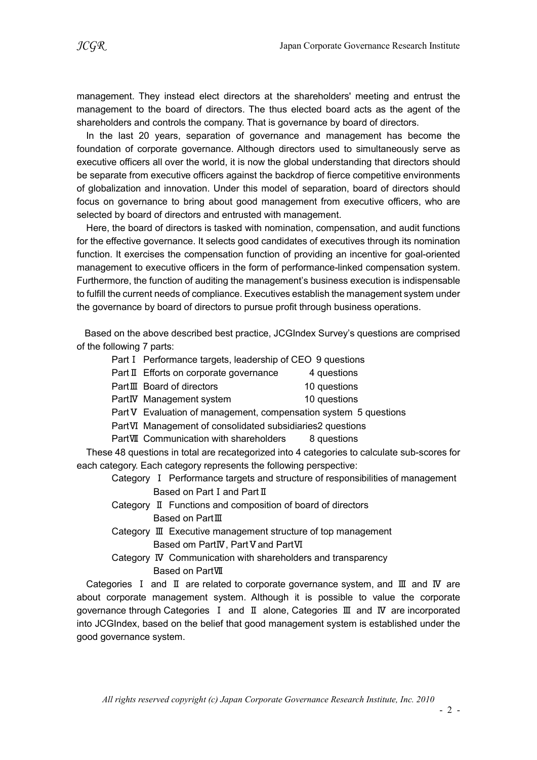management. They instead elect directors at the shareholders' meeting and entrust the management to the board of directors. The thus elected board acts as the agent of the shareholders and controls the company. That is governance by board of directors.

In the last 20 years, separation of governance and management has become the foundation of corporate governance. Although directors used to simultaneously serve as executive officers all over the world, it is now the global understanding that directors should be separate from executive officers against the backdrop of fierce competitive environments of globalization and innovation. Under this model of separation, board of directors should focus on governance to bring about good management from executive officers, who are selected by board of directors and entrusted with management.

Here, the board of directors is tasked with nomination, compensation, and audit functions for the effective governance. It selects good candidates of executives through its nomination function. It exercises the compensation function of providing an incentive for goal-oriented management to executive officers in the form of performance-linked compensation system. Furthermore, the function of auditing the management's business execution is indispensable to fulfill the current needs of compliance. Executives establish the management system under the governance by board of directors to pursue profit through business operations.

Based on the above described best practice, JCGIndex Survey's questions are comprised of the following 7 parts:

- Part Ⅰ Performance targets, leadership of CEO 9 questions
- Part Ⅱ Efforts on corporate governance 4 questions
- Part Ⅲ Board of directors 10 questions
- Part Ⅳ Management system 10 questions
- Part Ⅴ Evaluation of management, compensation system 5 questions
- Part Ⅵ Management of consolidated subsidiaries 2 questions
- Part Ⅶ Communication with shareholders 8 questions

These 48 questions in total are recategorized into 4 categories to calculate sub-scores for each category. Each category represents the following perspective:

- Category Ⅰ Performance targets and structure of responsibilities of management
  Based on Part Ⅰ and Part Ⅱ
- Category Ⅱ Functions and composition of board of directors
  Based on Part Ⅲ
- Category Ⅲ Executive management structure of top management
  Based om Part Ⅳ, Part Ⅴ and Part Ⅵ
- Category Ⅳ Communication with shareholders and transparency
  Based on Part Ⅶ

Categories Ⅰ and Ⅱ are related to corporate governance system, and Ⅲ and Ⅳ are about corporate management system. Although it is possible to value the corporate governance through Categories Ⅰ and Ⅱ alone, Categories Ⅲ and Ⅳ are incorporated into JCGIndex, based on the belief that good management system is established under the good governance system.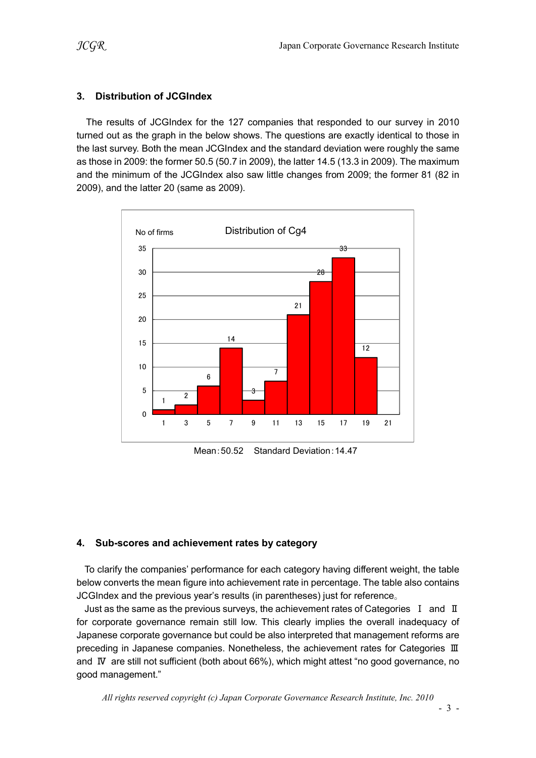## 3. Distribution of JCGIndex

The results of JCGIndex for the 127 companies that responded to our survey in 2010 turned out as the graph in the below shows. The questions are exactly identical to those in the last survey. Both the mean JCGIndex and the standard deviation were roughly the same as those in 2009: the former 50.5 (50.7 in 2009), the latter 14.5 (13.3 in 2009). The maximum and the minimum of the JCGIndex also saw little changes from 2009; the former 81 (82 in 2009), and the latter 20 (same as 2009).

Distribution of Cg4

| Bin | 1 | 3 | 5 | 7 | 9 | 11 | 13 | 15 | 17 | 19 | 21 |
|---|---|---|---|---|---|---|---|---|---|---|---|
| No of firms | 1 | 2 | 6 | 14 | 3 | 7 | 21 | 28 | 33 | 12 | |

Mean：50.52　Standard Deviation：14.47

## 4. Sub-scores and achievement rates by category

To clarify the companies' performance for each category having different weight, the table below converts the mean figure into achievement rate in percentage. The table also contains JCGIndex and the previous year's results (in parentheses) just for reference。

Just as the same as the previous surveys, the achievement rates of Categories Ⅰ and Ⅱ for corporate governance remain still low. This clearly implies the overall inadequacy of Japanese corporate governance but could be also interpreted that management reforms are preceding in Japanese companies. Nonetheless, the achievement rates for Categories Ⅲ and Ⅳ are still not sufficient (both about 66%), which might attest "no good governance, no good management."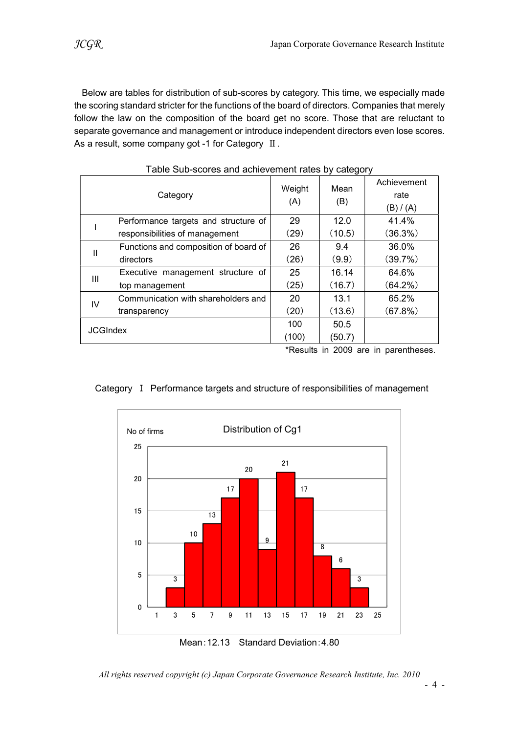Below are tables for distribution of sub-scores by category. This time, we especially made the scoring standard stricter for the functions of the board of directors. Companies that merely follow the law on the composition of the board get no score. Those that are reluctant to separate governance and management or introduce independent directors even lose scores. As a result, some company got -1 for Category Ⅱ.

Table Sub-scores and achievement rates by category

| Category | | Weight (A) | Mean (B) | Achievement rate (B) / (A) |
|---|---|---|---|---|
| I | Performance targets and structure of responsibilities of management | 29 (29) | 12.0 (10.5) | 41.4% (36.3%) |
| II | Functions and composition of board of directors | 26 (26) | 9.4 (9.9) | 36.0% (39.7%) |
| III | Executive management structure of top management | 25 (25) | 16.14 (16.7) | 64.6% (64.2%) |
| IV | Communication with shareholders and transparency | 20 (20) | 13.1 (13.6) | 65.2% (67.8%) |
| JCGIndex | | 100 (100) | 50.5 (50.7) | |

*Results in 2009 are in parentheses.

Category Ⅰ Performance targets and structure of responsibilities of management

Distribution of Cg1

| Score | 1 | 3 | 5 | 7 | 9 | 11 | 13 | 15 | 17 | 19 | 21 | 23 | 25 |
|---|---|---|---|---|---|---|---|---|---|---|---|---|---|
| No of firms | | 3 | 10 | 13 | 17 | 20 | 9 | 21 | 17 | 8 | 6 | 3 | |

Mean : 12.13 Standard Deviation : 4.80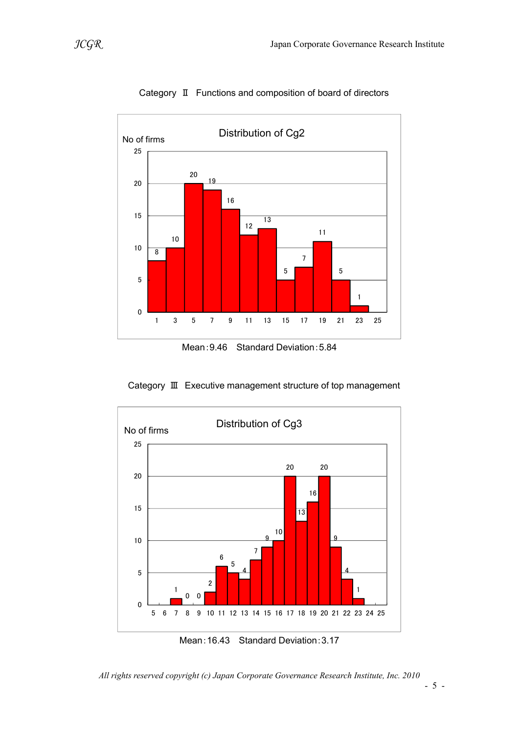Category Ⅱ Functions and composition of board of directors

**Distribution of Cg2**

| Score | 1 | 3 | 5 | 7 | 9 | 11 | 13 | 15 | 17 | 19 | 21 | 23 | 25 |
|---|---|---|---|---|---|---|---|---|---|---|---|---|---|
| No of firms | 8 | 10 | 20 | 19 | 16 | 12 | 13 | 5 | 7 | 11 | 5 | 1 | |

Mean：9.46　Standard Deviation：5.84

Category Ⅲ Executive management structure of top management

**Distribution of Cg3**

| Score | 5 | 6 | 7 | 8 | 9 | 10 | 11 | 12 | 13 | 14 | 15 | 16 | 17 | 18 | 19 | 20 | 21 | 22 | 23 | 24 | 25 |
|---|---|---|---|---|---|---|---|---|---|---|---|---|---|---|---|---|---|---|---|---|---|
| No of firms | | | 1 | 0 | 0 | 2 | 6 | 5 | 4 | 7 | 9 | 10 | 20 | 13 | 16 | 20 | 9 | 4 | 1 | | |

Mean：16.43　Standard Deviation：3.17

*All rights reserved copyright (c) Japan Corporate Governance Research Institute, Inc. 2010*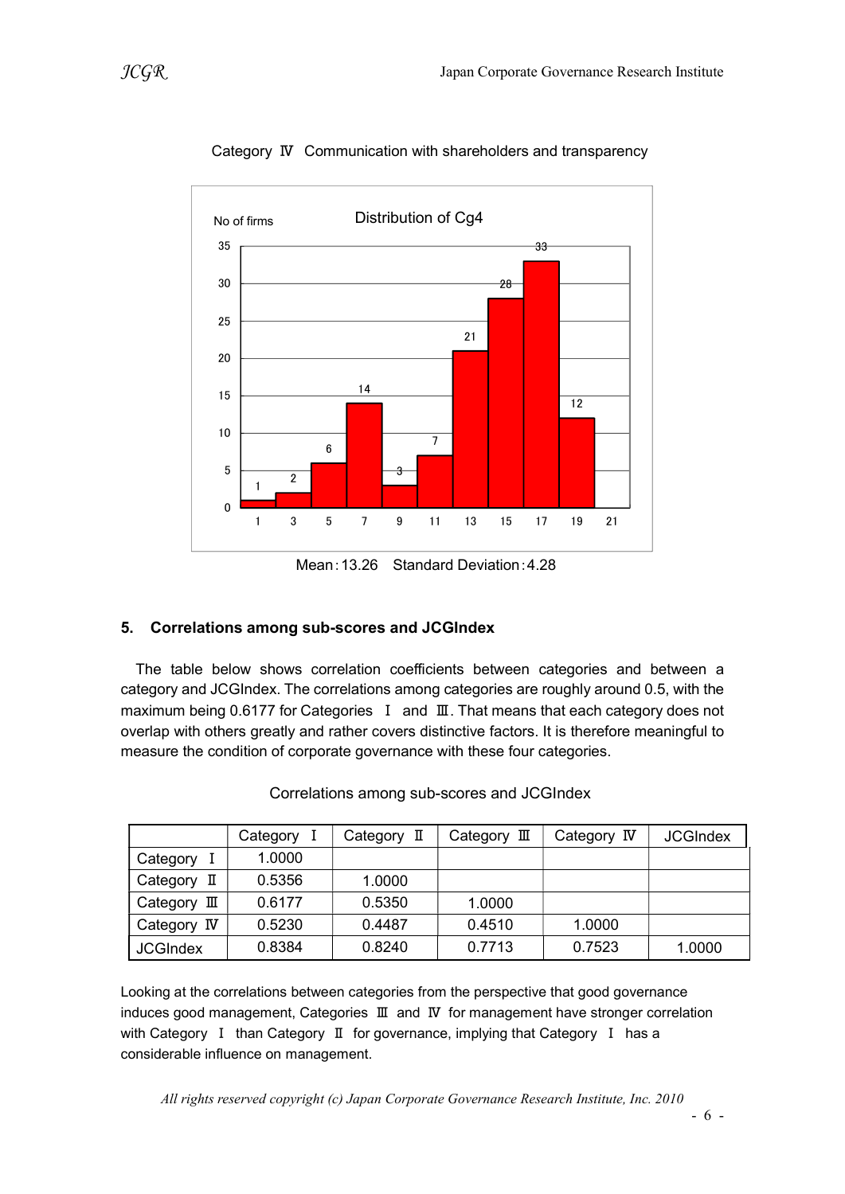Category Ⅳ Communication with shareholders and transparency

Mean：13.26　Standard Deviation：4.28

## 5. Correlations among sub-scores and JCGIndex

The table below shows correlation coefficients between categories and between a category and JCGIndex. The correlations among categories are roughly around 0.5, with the maximum being 0.6177 for Categories Ⅰ and Ⅲ. That means that each category does not overlap with others greatly and rather covers distinctive factors. It is therefore meaningful to measure the condition of corporate governance with these four categories.

Correlations among sub-scores and JCGIndex

| | Category Ⅰ | Category Ⅱ | Category Ⅲ | Category Ⅳ | JCGIndex |
|---|---|---|---|---|---|
| Category Ⅰ | 1.0000 | | | | |
| Category Ⅱ | 0.5356 | 1.0000 | | | |
| Category Ⅲ | 0.6177 | 0.5350 | 1.0000 | | |
| Category Ⅳ | 0.5230 | 0.4487 | 0.4510 | 1.0000 | |
| JCGIndex | 0.8384 | 0.8240 | 0.7713 | 0.7523 | 1.0000 |

Looking at the correlations between categories from the perspective that good governance induces good management, Categories Ⅲ and Ⅳ for management have stronger correlation with Category Ⅰ than Category Ⅱ for governance, implying that Category Ⅰ has a considerable influence on management.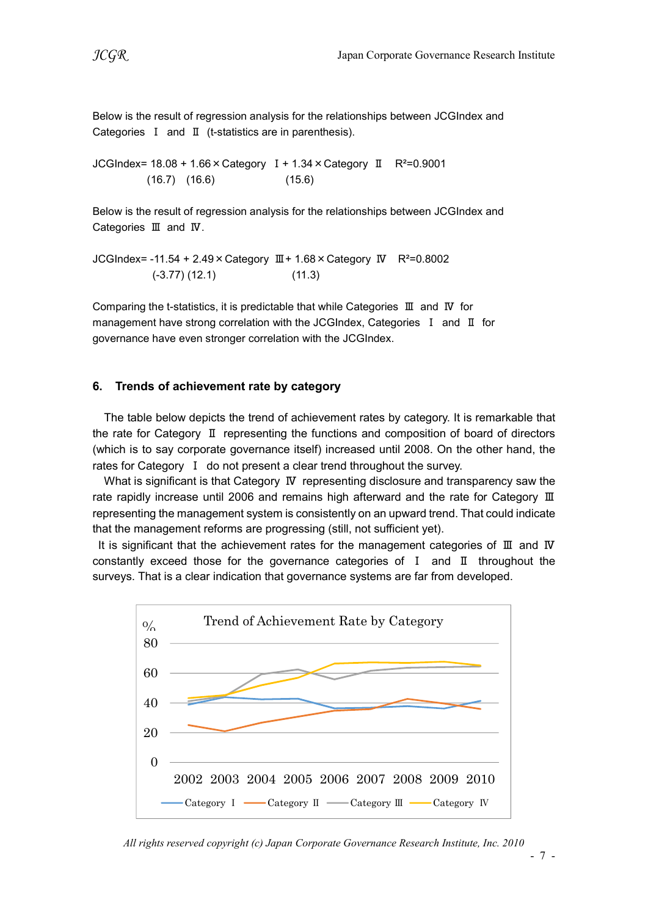Below is the result of regression analysis for the relationships between JCGIndex and Categories Ⅰ and Ⅱ (t-statistics are in parenthesis).

$$\text{JCGIndex} = \underset{(16.7)}{18.08} + \underset{(16.6)}{1.66} \times \text{Category Ⅰ} + \underset{(15.6)}{1.34} \times \text{Category Ⅱ} \quad R^2=0.9001$$

Below is the result of regression analysis for the relationships between JCGIndex and Categories Ⅲ and Ⅳ.

$$\text{JCGIndex} = \underset{(-3.77)}{-11.54} + \underset{(12.1)}{2.49} \times \text{Category Ⅲ} + \underset{(11.3)}{1.68} \times \text{Category Ⅳ} \quad R^2=0.8002$$

Comparing the t-statistics, it is predictable that while Categories Ⅲ and Ⅳ for management have strong correlation with the JCGIndex, Categories Ⅰ and Ⅱ for governance have even stronger correlation with the JCGIndex.

## 6. Trends of achievement rate by category

The table below depicts the trend of achievement rates by category. It is remarkable that the rate for Category Ⅱ representing the functions and composition of board of directors (which is to say corporate governance itself) increased until 2008. On the other hand, the rates for Category Ⅰ do not present a clear trend throughout the survey.

What is significant is that Category Ⅳ representing disclosure and transparency saw the rate rapidly increase until 2006 and remains high afterward and the rate for Category Ⅲ representing the management system is consistently on an upward trend. That could indicate that the management reforms are progressing (still, not sufficient yet).

It is significant that the achievement rates for the management categories of Ⅲ and Ⅳ constantly exceed those for the governance categories of Ⅰ and Ⅱ throughout the surveys. That is a clear indication that governance systems are far from developed.

Trend of Achievement Rate by Category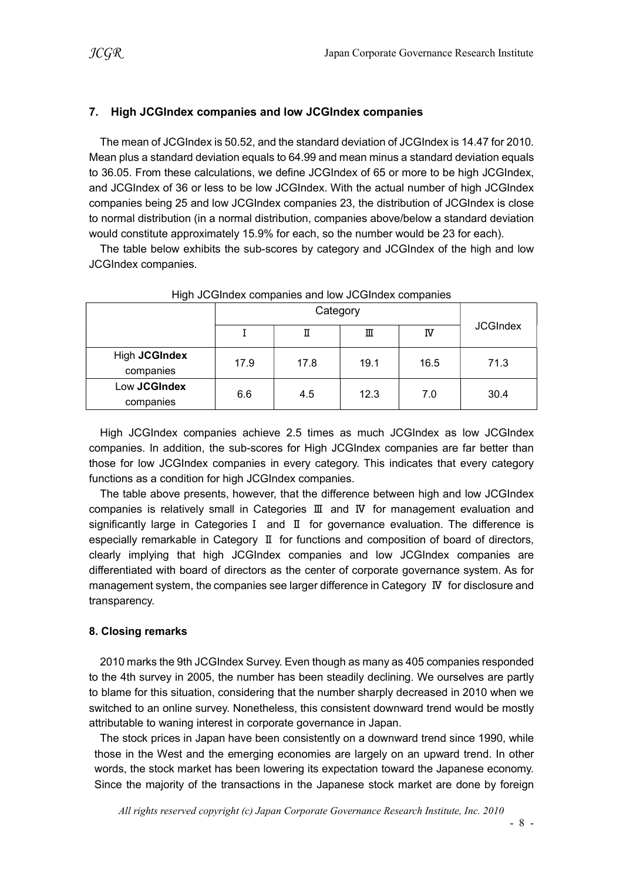## 7. High JCGIndex companies and low JCGIndex companies

The mean of JCGIndex is 50.52, and the standard deviation of JCGIndex is 14.47 for 2010. Mean plus a standard deviation equals to 64.99 and mean minus a standard deviation equals to 36.05. From these calculations, we define JCGIndex of 65 or more to be high JCGIndex, and JCGIndex of 36 or less to be low JCGIndex. With the actual number of high JCGIndex companies being 25 and low JCGIndex companies 23, the distribution of JCGIndex is close to normal distribution (in a normal distribution, companies above/below a standard deviation would constitute approximately 15.9% for each, so the number would be 23 for each).

The table below exhibits the sub-scores by category and JCGIndex of the high and low JCGIndex companies.

High JCGIndex companies and low JCGIndex companies

| | Category | | | | JCGIndex |
|---|---|---|---|---|---|
| | Ⅰ | Ⅱ | Ⅲ | Ⅳ | |
| High **JCGIndex** companies | 17.9 | 17.8 | 19.1 | 16.5 | 71.3 |
| Low **JCGIndex** companies | 6.6 | 4.5 | 12.3 | 7.0 | 30.4 |

High JCGIndex companies achieve 2.5 times as much JCGIndex as low JCGIndex companies. In addition, the sub-scores for High JCGIndex companies are far better than those for low JCGIndex companies in every category. This indicates that every category functions as a condition for high JCGIndex companies.

The table above presents, however, that the difference between high and low JCGIndex companies is relatively small in Categories Ⅲ and Ⅳ for management evaluation and significantly large in Categories Ⅰ and Ⅱ for governance evaluation. The difference is especially remarkable in Category Ⅱ for functions and composition of board of directors, clearly implying that high JCGIndex companies and low JCGIndex companies are differentiated with board of directors as the center of corporate governance system. As for management system, the companies see larger difference in Category Ⅳ for disclosure and transparency.

## 8. Closing remarks

2010 marks the 9th JCGIndex Survey. Even though as many as 405 companies responded to the 4th survey in 2005, the number has been steadily declining. We ourselves are partly to blame for this situation, considering that the number sharply decreased in 2010 when we switched to an online survey. Nonetheless, this consistent downward trend would be mostly attributable to waning interest in corporate governance in Japan.

The stock prices in Japan have been consistently on a downward trend since 1990, while those in the West and the emerging economies are largely on an upward trend. In other words, the stock market has been lowering its expectation toward the Japanese economy. Since the majority of the transactions in the Japanese stock market are done by foreign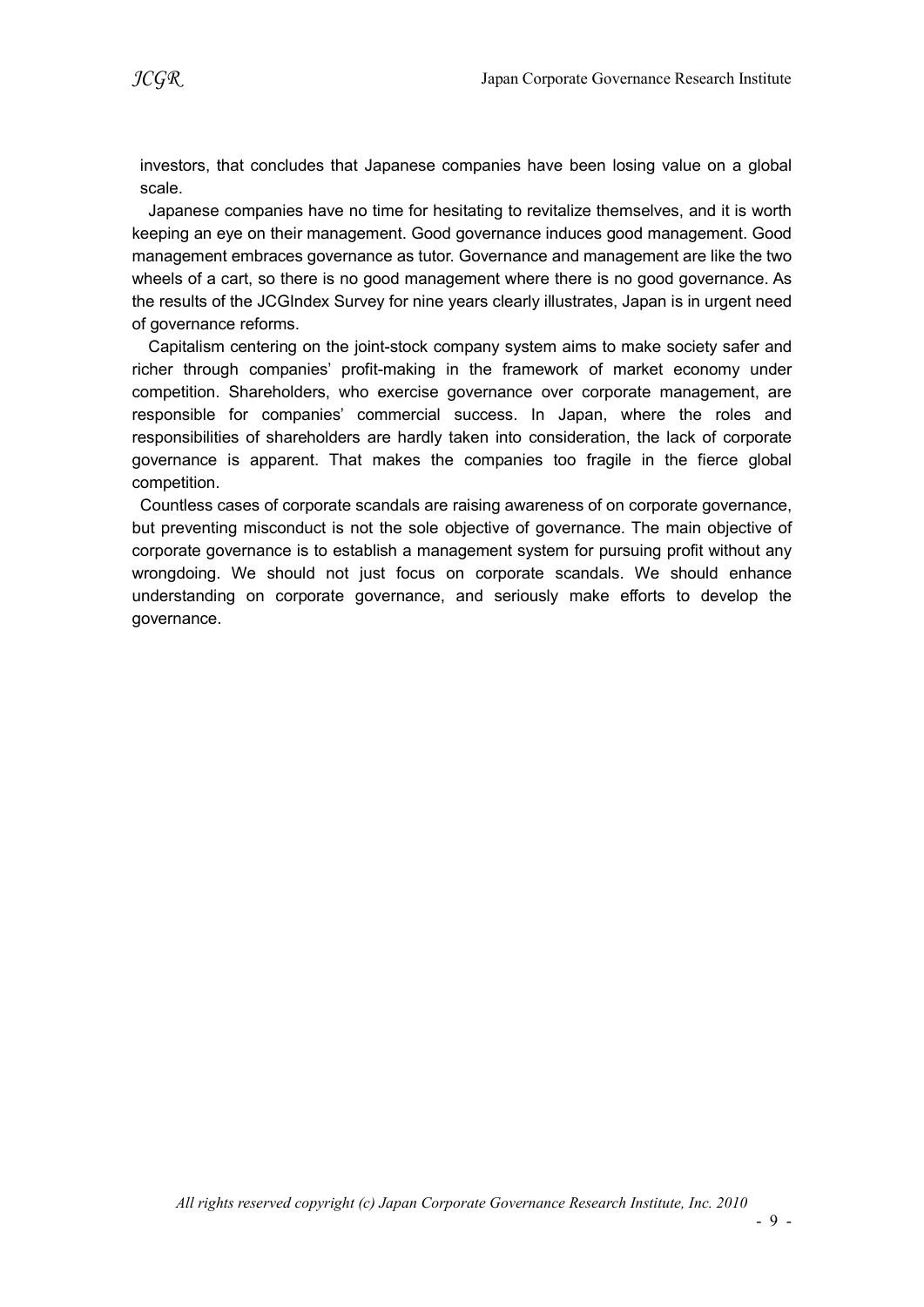investors, that concludes that Japanese companies have been losing value on a global scale.

Japanese companies have no time for hesitating to revitalize themselves, and it is worth keeping an eye on their management. Good governance induces good management. Good management embraces governance as tutor. Governance and management are like the two wheels of a cart, so there is no good management where there is no good governance. As the results of the JCGIndex Survey for nine years clearly illustrates, Japan is in urgent need of governance reforms.

Capitalism centering on the joint-stock company system aims to make society safer and richer through companies' profit-making in the framework of market economy under competition. Shareholders, who exercise governance over corporate management, are responsible for companies' commercial success. In Japan, where the roles and responsibilities of shareholders are hardly taken into consideration, the lack of corporate governance is apparent. That makes the companies too fragile in the fierce global competition.

Countless cases of corporate scandals are raising awareness of on corporate governance, but preventing misconduct is not the sole objective of governance. The main objective of corporate governance is to establish a management system for pursuing profit without any wrongdoing. We should not just focus on corporate scandals. We should enhance understanding on corporate governance, and seriously make efforts to develop the governance.

*All rights reserved copyright (c) Japan Corporate Governance Research Institute, Inc. 2010*